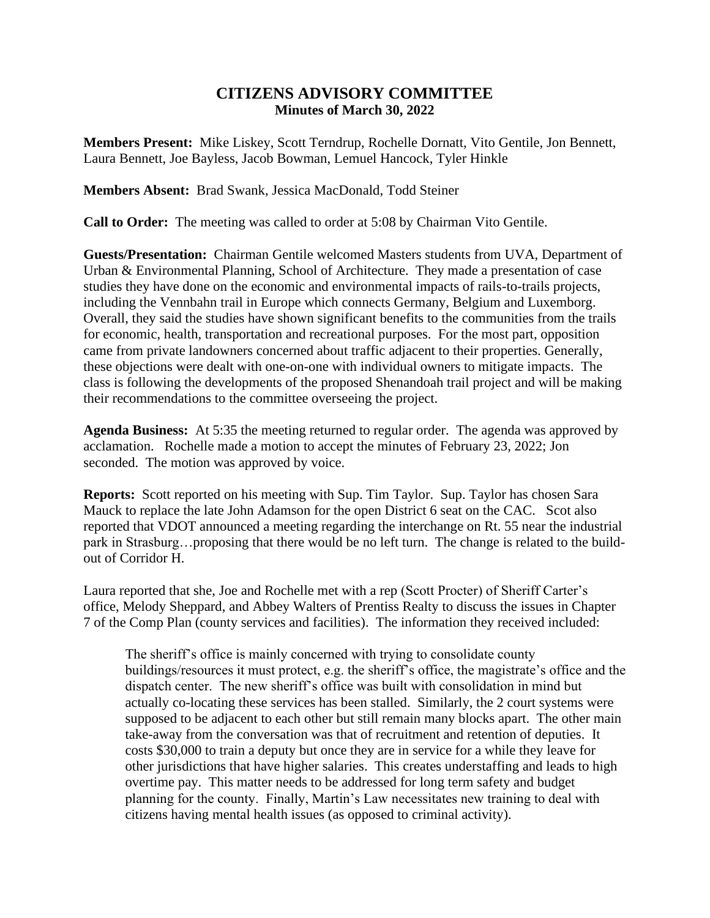# CITIZENS ADVISORY COMMITTEE

## Minutes of March 30, 2022

**Members Present:** Mike Liskey, Scott Terndrup, Rochelle Dornatt, Vito Gentile, Jon Bennett, Laura Bennett, Joe Bayless, Jacob Bowman, Lemuel Hancock, Tyler Hinkle

**Members Absent:** Brad Swank, Jessica MacDonald, Todd Steiner

**Call to Order:** The meeting was called to order at 5:08 by Chairman Vito Gentile.

**Guests/Presentation:** Chairman Gentile welcomed Masters students from UVA, Department of Urban & Environmental Planning, School of Architecture. They made a presentation of case studies they have done on the economic and environmental impacts of rails-to-trails projects, including the Vennbahn trail in Europe which connects Germany, Belgium and Luxemborg. Overall, they said the studies have shown significant benefits to the communities from the trails for economic, health, transportation and recreational purposes. For the most part, opposition came from private landowners concerned about traffic adjacent to their properties. Generally, these objections were dealt with one-on-one with individual owners to mitigate impacts. The class is following the developments of the proposed Shenandoah trail project and will be making their recommendations to the committee overseeing the project.

**Agenda Business:** At 5:35 the meeting returned to regular order. The agenda was approved by acclamation. Rochelle made a motion to accept the minutes of February 23, 2022; Jon seconded. The motion was approved by voice.

**Reports:** Scott reported on his meeting with Sup. Tim Taylor. Sup. Taylor has chosen Sara Mauck to replace the late John Adamson for the open District 6 seat on the CAC. Scot also reported that VDOT announced a meeting regarding the interchange on Rt. 55 near the industrial park in Strasburg…proposing that there would be no left turn. The change is related to the build-out of Corridor H.

Laura reported that she, Joe and Rochelle met with a rep (Scott Procter) of Sheriff Carter's office, Melody Sheppard, and Abbey Walters of Prentiss Realty to discuss the issues in Chapter 7 of the Comp Plan (county services and facilities). The information they received included:

> The sheriff's office is mainly concerned with trying to consolidate county buildings/resources it must protect, e.g. the sheriff's office, the magistrate's office and the dispatch center. The new sheriff's office was built with consolidation in mind but actually co-locating these services has been stalled. Similarly, the 2 court systems were supposed to be adjacent to each other but still remain many blocks apart. The other main take-away from the conversation was that of recruitment and retention of deputies. It costs $30,000 to train a deputy but once they are in service for a while they leave for other jurisdictions that have higher salaries. This creates understaffing and leads to high overtime pay. This matter needs to be addressed for long term safety and budget planning for the county. Finally, Martin's Law necessitates new training to deal with citizens having mental health issues (as opposed to criminal activity).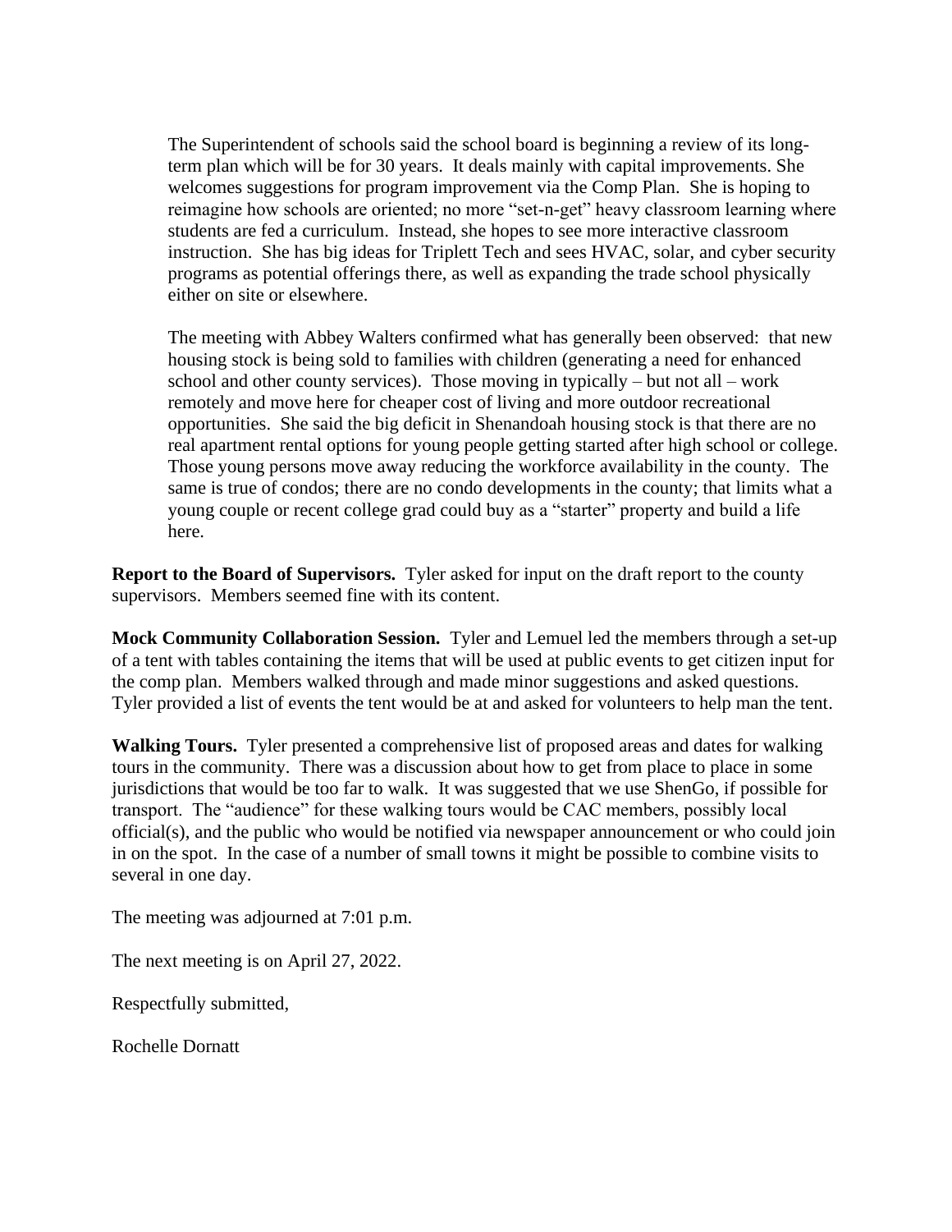The Superintendent of schools said the school board is beginning a review of its long-term plan which will be for 30 years. It deals mainly with capital improvements. She welcomes suggestions for program improvement via the Comp Plan. She is hoping to reimagine how schools are oriented; no more "set-n-get" heavy classroom learning where students are fed a curriculum. Instead, she hopes to see more interactive classroom instruction. She has big ideas for Triplett Tech and sees HVAC, solar, and cyber security programs as potential offerings there, as well as expanding the trade school physically either on site or elsewhere.

The meeting with Abbey Walters confirmed what has generally been observed: that new housing stock is being sold to families with children (generating a need for enhanced school and other county services). Those moving in typically – but not all – work remotely and move here for cheaper cost of living and more outdoor recreational opportunities. She said the big deficit in Shenandoah housing stock is that there are no real apartment rental options for young people getting started after high school or college. Those young persons move away reducing the workforce availability in the county. The same is true of condos; there are no condo developments in the county; that limits what a young couple or recent college grad could buy as a "starter" property and build a life here.

**Report to the Board of Supervisors.** Tyler asked for input on the draft report to the county supervisors. Members seemed fine with its content.

**Mock Community Collaboration Session.** Tyler and Lemuel led the members through a set-up of a tent with tables containing the items that will be used at public events to get citizen input for the comp plan. Members walked through and made minor suggestions and asked questions. Tyler provided a list of events the tent would be at and asked for volunteers to help man the tent.

**Walking Tours.** Tyler presented a comprehensive list of proposed areas and dates for walking tours in the community. There was a discussion about how to get from place to place in some jurisdictions that would be too far to walk. It was suggested that we use ShenGo, if possible for transport. The "audience" for these walking tours would be CAC members, possibly local official(s), and the public who would be notified via newspaper announcement or who could join in on the spot. In the case of a number of small towns it might be possible to combine visits to several in one day.

The meeting was adjourned at 7:01 p.m.

The next meeting is on April 27, 2022.

Respectfully submitted,

Rochelle Dornatt